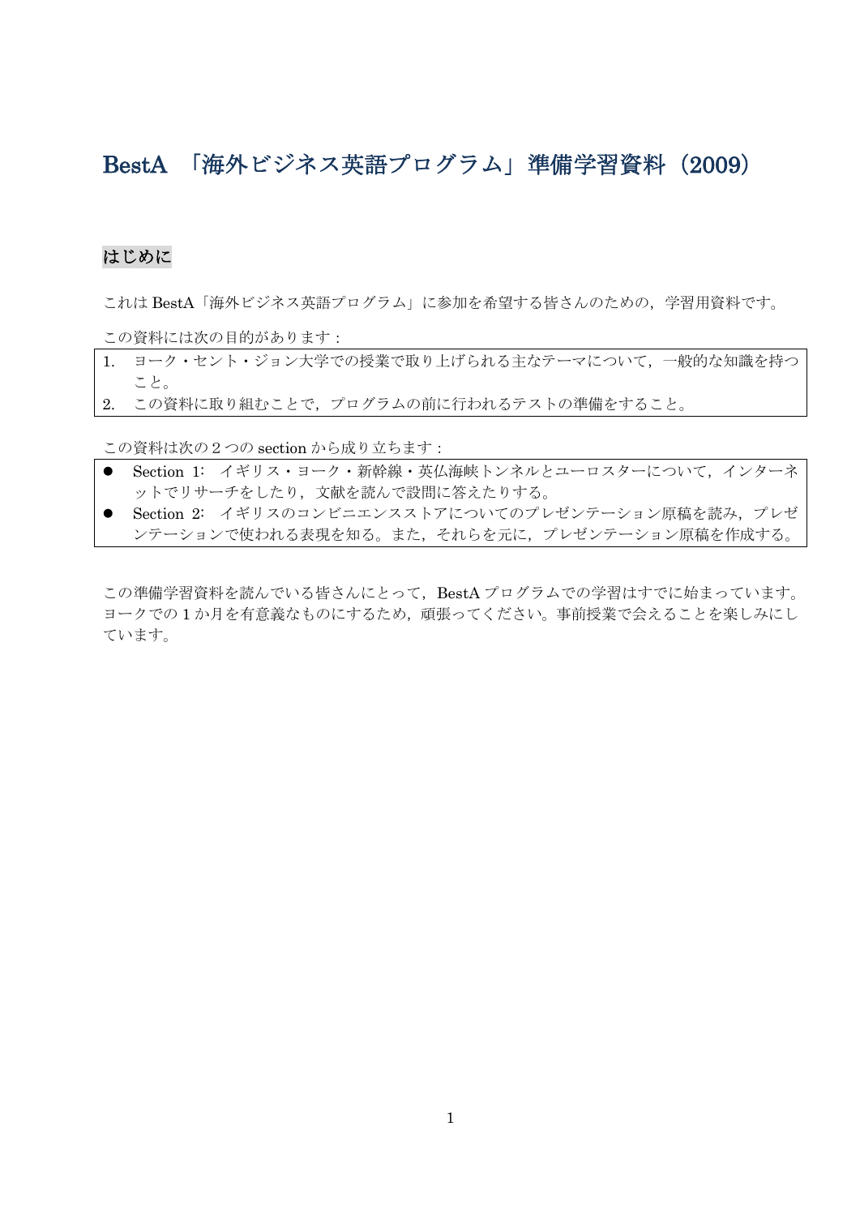# BestA 「海外ビジネス英語プログラム」準備学習資料（2009）

## はじめに

これは BestA「海外ビジネス英語プログラム」に参加を希望する皆さんのための，学習用資料です。

この資料には次の目的があります：

1. ヨーク・セント・ジョン大学での授業で取り上げられる主なテーマについて，一般的な知識を持つこと。
2. この資料に取り組むことで，プログラムの前に行われるテストの準備をすること。

この資料は次の 2 つの section から成り立ちます：

- Section 1: イギリス・ヨーク・新幹線・英仏海峡トンネルとユーロスターについて，インターネットでリサーチをしたり，文献を読んで設問に答えたりする。
- Section 2: イギリスのコンビニエンスストアについてのプレゼンテーション原稿を読み，プレゼンテーションで使われる表現を知る。また，それらを元に，プレゼンテーション原稿を作成する。

この準備学習資料を読んでいる皆さんにとって，BestA プログラムでの学習はすでに始まっています。ヨークでの 1 か月を有意義なものにするため，頑張ってください。事前授業で会えることを楽しみにしています。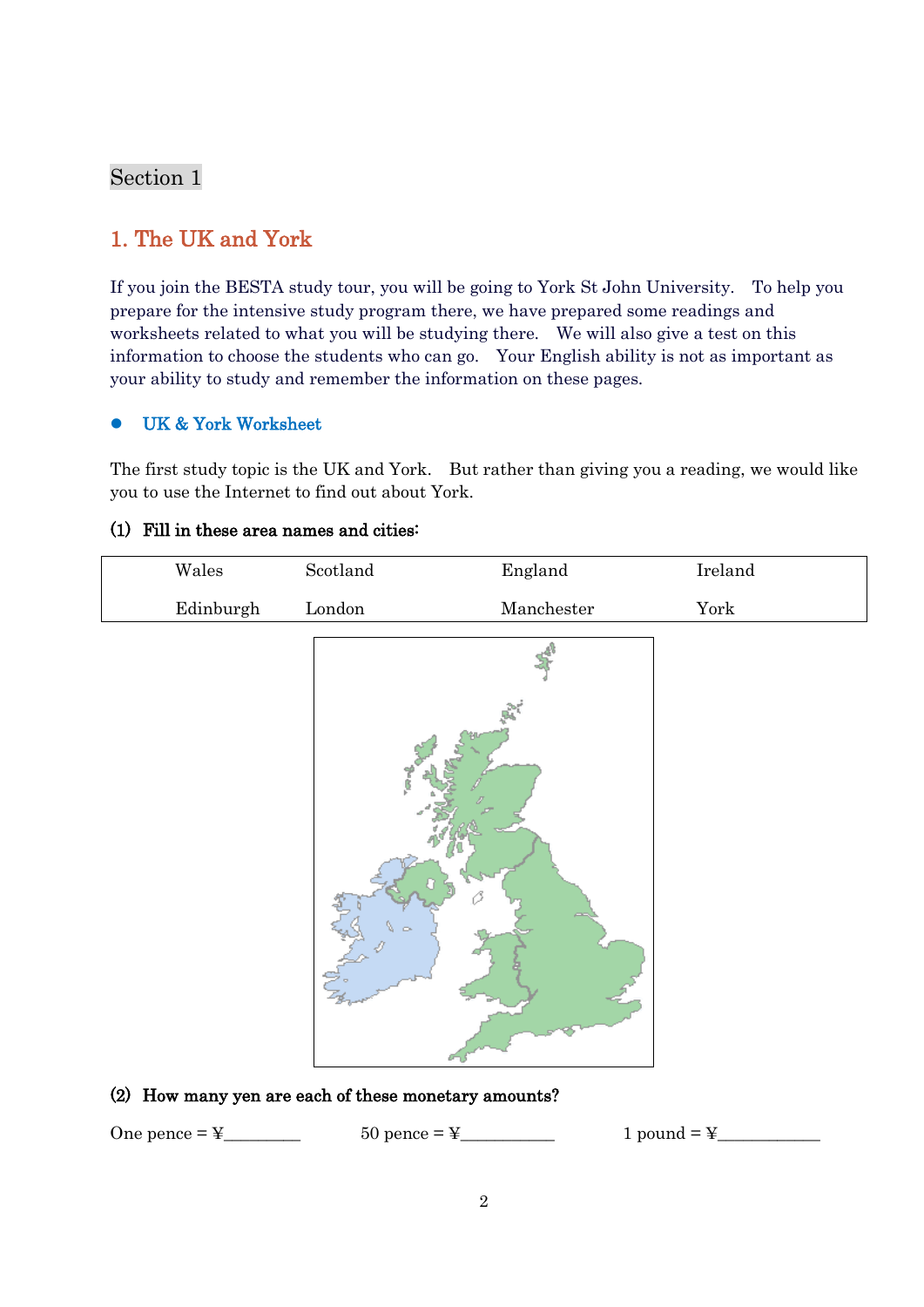Section 1

## 1. The UK and York

If you join the BESTA study tour, you will be going to York St John University. To help you prepare for the intensive study program there, we have prepared some readings and worksheets related to what you will be studying there. We will also give a test on this information to choose the students who can go. Your English ability is not as important as your ability to study and remember the information on these pages.

- **UK & York Worksheet**

The first study topic is the UK and York. But rather than giving you a reading, we would like you to use the Internet to find out about York.

**(1) Fill in these area names and cities:**

| Wales | Scotland | England | Ireland |
|---|---|---|---|
| Edinburgh | London | Manchester | York |

**(2) How many yen are each of these monetary amounts?**

One pence = ¥________ 50 pence = ¥__________ 1 pound = ¥___________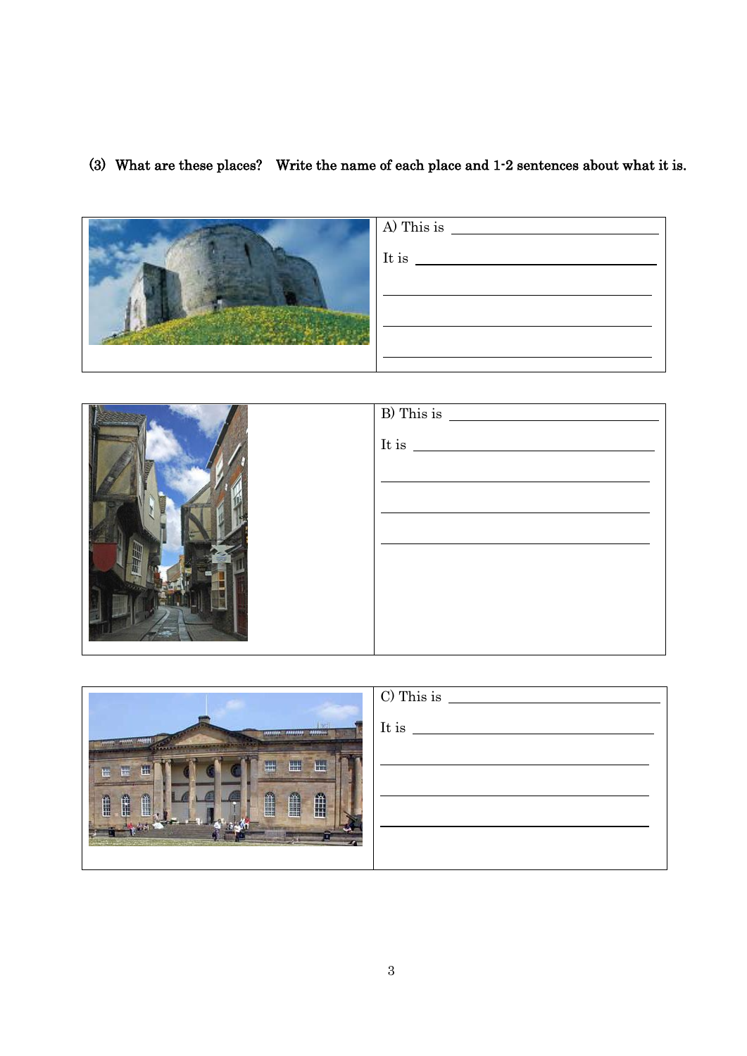(3) What are these places? Write the name of each place and 1-2 sentences about what it is.

A) This is ______________________

It is ______________________

______________________

______________________

______________________

B) This is ______________________

It is ______________________

______________________

______________________

______________________

C) This is ______________________

It is ______________________

______________________

______________________

______________________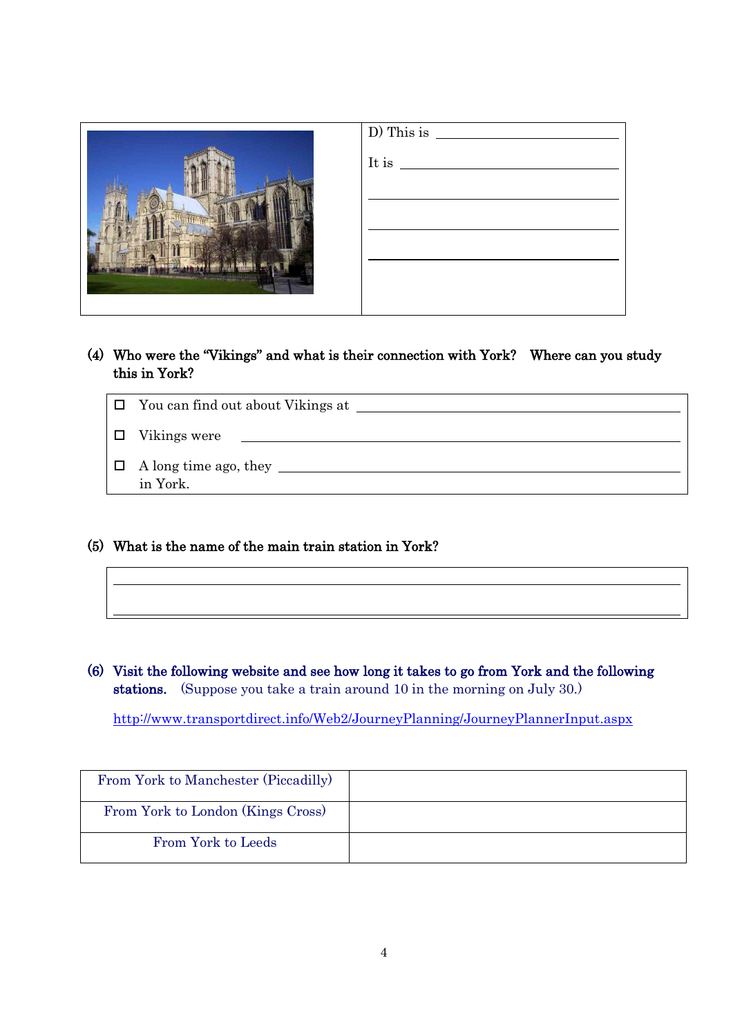| | D) This is \_\_\_\_\_\_\_\_\_\_\_\_\_\_\_\_ It is \_\_\_\_\_\_\_\_\_\_\_\_\_\_\_\_ |
|---|---|

**(4) Who were the "Vikings" and what is their connection with York? Where can you study this in York?**

- ☐ You can find out about Vikings at \_\_\_\_\_\_\_\_\_\_\_\_\_\_\_\_\_\_\_\_\_\_\_\_
- ☐ Vikings were \_\_\_\_\_\_\_\_\_\_\_\_\_\_\_\_\_\_\_\_\_\_\_\_
- ☐ A long time ago, they \_\_\_\_\_\_\_\_\_\_\_\_\_\_\_\_\_\_\_\_\_\_\_\_ in York.

**(5) What is the name of the main train station in York?**

\_\_\_\_\_\_\_\_\_\_\_\_\_\_\_\_\_\_\_\_\_\_\_\_\_\_\_\_\_\_\_\_\_\_\_\_\_\_\_\_\_\_\_\_

\_\_\_\_\_\_\_\_\_\_\_\_\_\_\_\_\_\_\_\_\_\_\_\_\_\_\_\_\_\_\_\_\_\_\_\_\_\_\_\_\_\_\_\_

**(6) Visit the following website and see how long it takes to go from York and the following stations.** (Suppose you take a train around 10 in the morning on July 30.)

http://www.transportdirect.info/Web2/JourneyPlanning/JourneyPlannerInput.aspx

| | |
|---|---|
| From York to Manchester (Piccadilly) | |
| From York to London (Kings Cross) | |
| From York to Leeds | |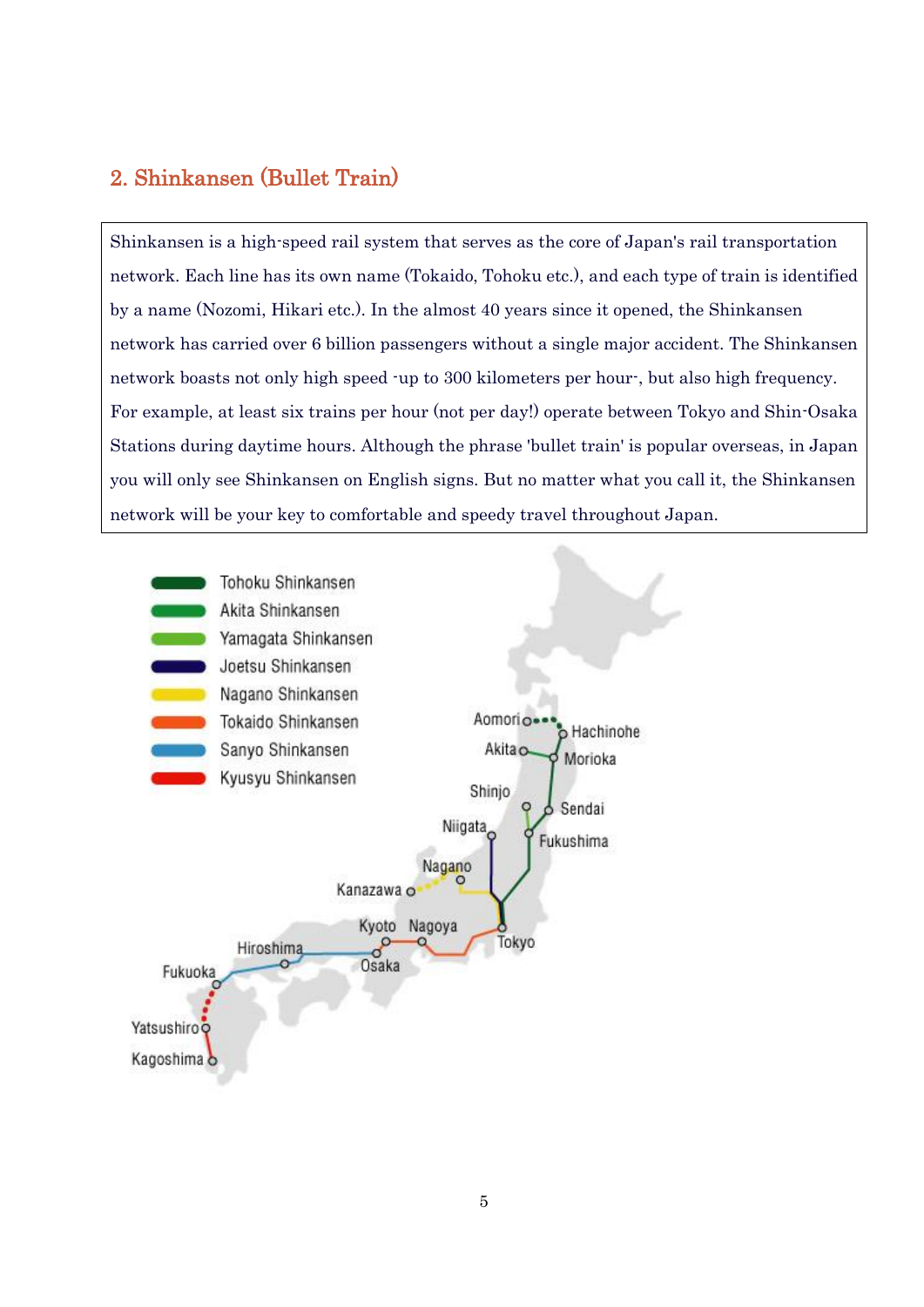## 2. Shinkansen (Bullet Train)

Shinkansen is a high-speed rail system that serves as the core of Japan's rail transportation network. Each line has its own name (Tokaido, Tohoku etc.), and each type of train is identified by a name (Nozomi, Hikari etc.). In the almost 40 years since it opened, the Shinkansen network has carried over 6 billion passengers without a single major accident. The Shinkansen network boasts not only high speed -up to 300 kilometers per hour-, but also high frequency. For example, at least six trains per hour (not per day!) operate between Tokyo and Shin-Osaka Stations during daytime hours. Although the phrase 'bullet train' is popular overseas, in Japan you will only see Shinkansen on English signs. But no matter what you call it, the Shinkansen network will be your key to comfortable and speedy travel throughout Japan.

- Tohoku Shinkansen
- Akita Shinkansen
- Yamagata Shinkansen
- Joetsu Shinkansen
- Nagano Shinkansen
- Tokaido Shinkansen
- Sanyo Shinkansen
- Kyusyu Shinkansen

Aomori, Hachinohe, Akita, Morioka, Shinjo, Sendai, Niigata, Fukushima, Nagano, Kanazawa, Kyoto, Nagoya, Tokyo, Hiroshima, Osaka, Fukuoka, Yatsushiro, Kagoshima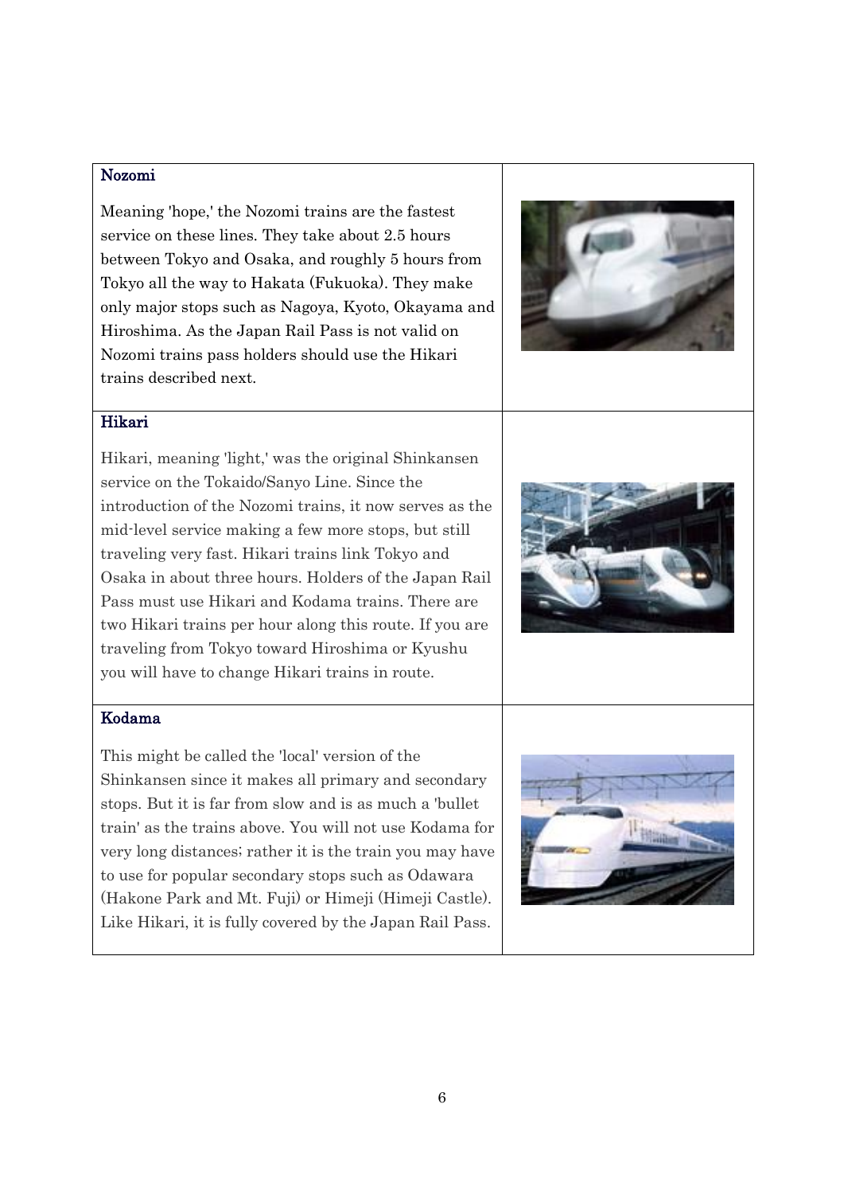### Nozomi

Meaning 'hope,' the Nozomi trains are the fastest service on these lines. They take about 2.5 hours between Tokyo and Osaka, and roughly 5 hours from Tokyo all the way to Hakata (Fukuoka). They make only major stops such as Nagoya, Kyoto, Okayama and Hiroshima. As the Japan Rail Pass is not valid on Nozomi trains pass holders should use the Hikari trains described next.

### Hikari

Hikari, meaning 'light,' was the original Shinkansen service on the Tokaido/Sanyo Line. Since the introduction of the Nozomi trains, it now serves as the mid-level service making a few more stops, but still traveling very fast. Hikari trains link Tokyo and Osaka in about three hours. Holders of the Japan Rail Pass must use Hikari and Kodama trains. There are two Hikari trains per hour along this route. If you are traveling from Tokyo toward Hiroshima or Kyushu you will have to change Hikari trains in route.

### Kodama

This might be called the 'local' version of the Shinkansen since it makes all primary and secondary stops. But it is far from slow and is as much a 'bullet train' as the trains above. You will not use Kodama for very long distances; rather it is the train you may have to use for popular secondary stops such as Odawara (Hakone Park and Mt. Fuji) or Himeji (Himeji Castle). Like Hikari, it is fully covered by the Japan Rail Pass.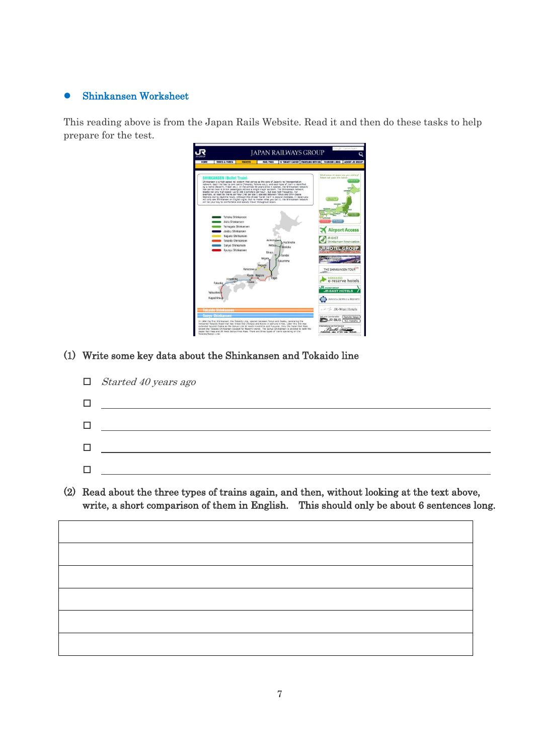- **Shinkansen Worksheet**

This reading above is from the Japan Rails Website. Read it and then do these tasks to help prepare for the test.

(1) **Write some key data about the Shinkansen and Tokaido line**

- ☐ *Started 40 years ago*
- ☐ ______________________________
- ☐ ______________________________
- ☐ ______________________________
- ☐ ______________________________

(2) **Read about the three types of trains again, and then, without looking at the text above, write, a short comparison of them in English. This should only be about 6 sentences long.**

| |
|---|
| |
| |
| |
| |
| |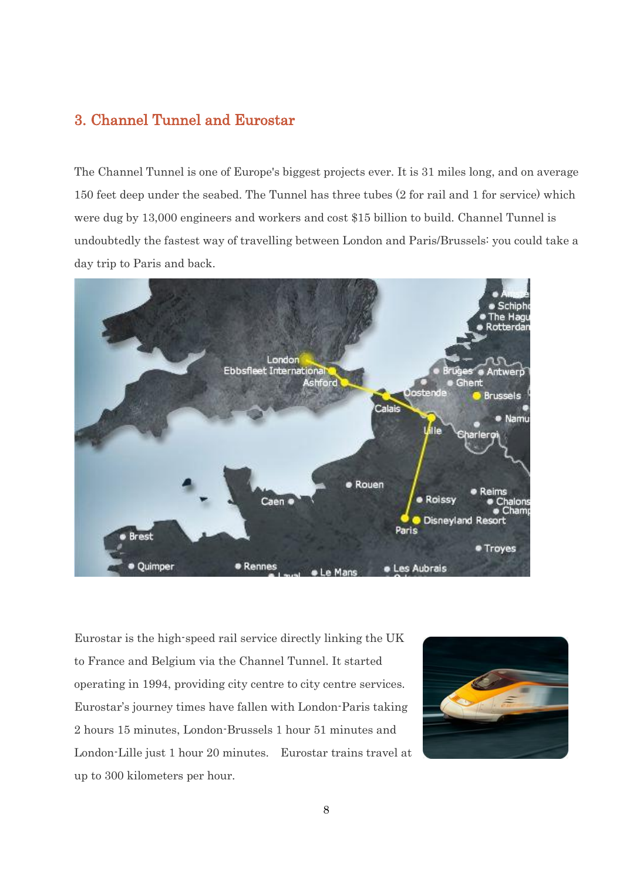## 3. Channel Tunnel and Eurostar

The Channel Tunnel is one of Europe's biggest projects ever. It is 31 miles long, and on average 150 feet deep under the seabed. The Tunnel has three tubes (2 for rail and 1 for service) which were dug by 13,000 engineers and workers and cost $15 billion to build. Channel Tunnel is undoubtedly the fastest way of travelling between London and Paris/Brussels: you could take a day trip to Paris and back.

Eurostar is the high-speed rail service directly linking the UK to France and Belgium via the Channel Tunnel. It started operating in 1994, providing city centre to city centre services. Eurostar's journey times have fallen with London-Paris taking 2 hours 15 minutes, London-Brussels 1 hour 51 minutes and London-Lille just 1 hour 20 minutes. Eurostar trains travel at up to 300 kilometers per hour.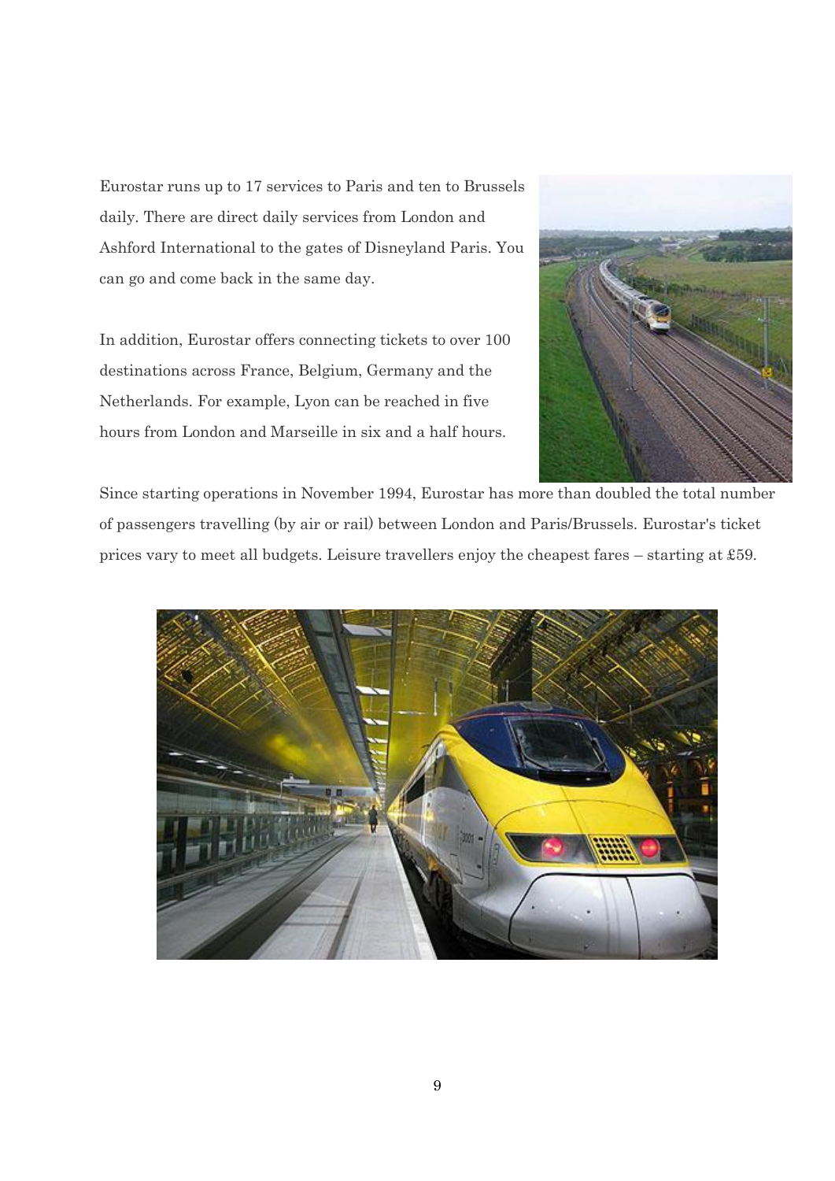Eurostar runs up to 17 services to Paris and ten to Brussels daily. There are direct daily services from London and Ashford International to the gates of Disneyland Paris. You can go and come back in the same day.

In addition, Eurostar offers connecting tickets to over 100 destinations across France, Belgium, Germany and the Netherlands. For example, Lyon can be reached in five hours from London and Marseille in six and a half hours.

Since starting operations in November 1994, Eurostar has more than doubled the total number of passengers travelling (by air or rail) between London and Paris/Brussels. Eurostar's ticket prices vary to meet all budgets. Leisure travellers enjoy the cheapest fares – starting at £59.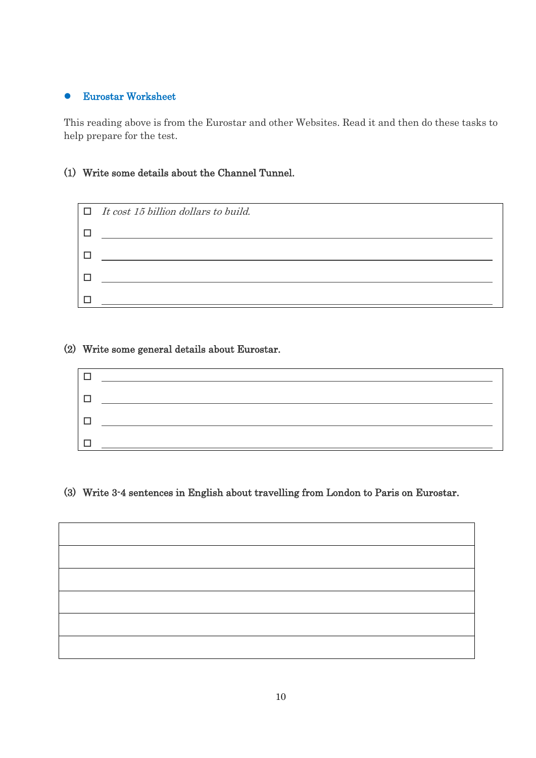- **Eurostar Worksheet**

This reading above is from the Eurostar and other Websites. Read it and then do these tasks to help prepare for the test.

**(1) Write some details about the Channel Tunnel.**

- ☐ *It cost 15 billion dollars to build.*
- ☐ ____________________
- ☐ ____________________
- ☐ ____________________
- ☐ ____________________

**(2) Write some general details about Eurostar.**

- ☐ ____________________
- ☐ ____________________
- ☐ ____________________
- ☐ ____________________

**(3) Write 3-4 sentences in English about travelling from London to Paris on Eurostar.**

| |
|---|
| |
| |
| |
| |
| |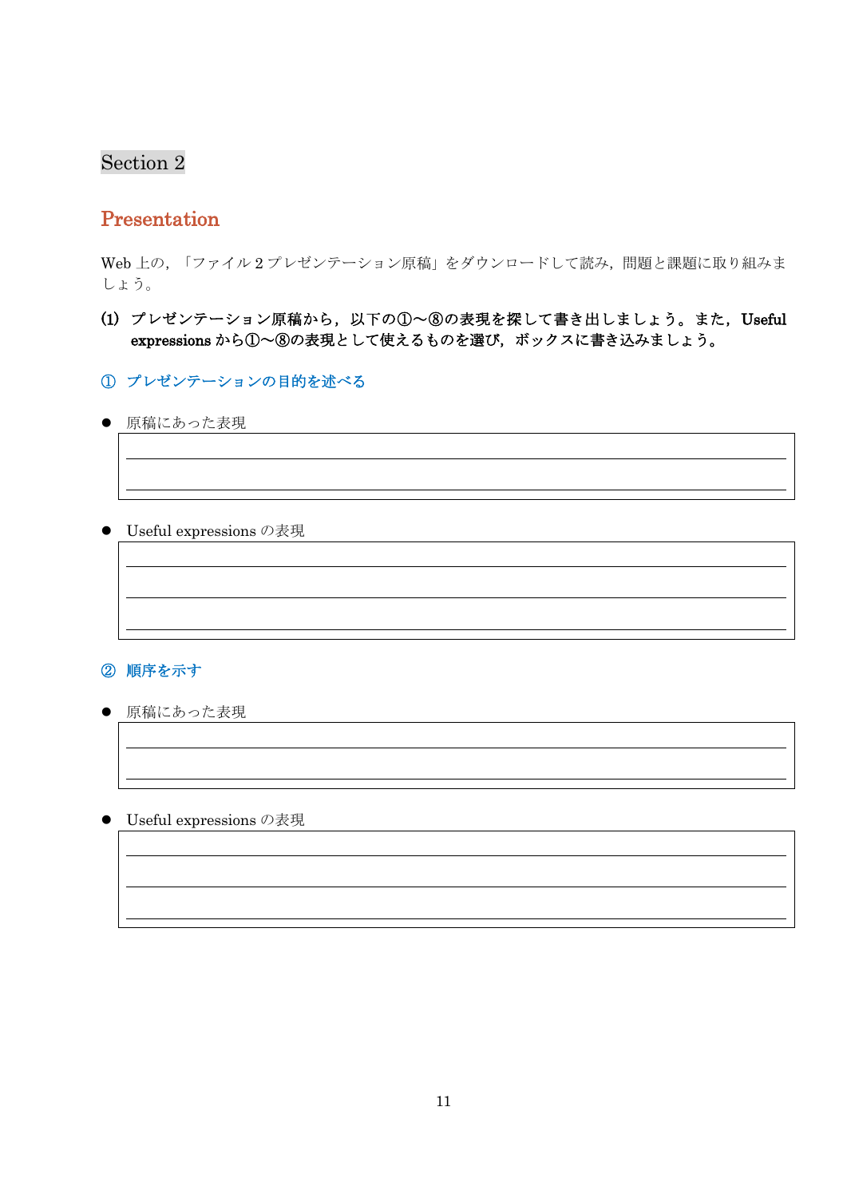Section 2

## Presentation

Web 上の，「ファイル 2 プレゼンテーション原稿」をダウンロードして読み，問題と課題に取り組みましょう。

**(1) プレゼンテーション原稿から，以下の①～⑧の表現を探して書き出しましょう。また，Useful expressions から①～⑧の表現として使えるものを選び，ボックスに書き込みましょう。**

### ① プレゼンテーションの目的を述べる

- 原稿にあった表現

- Useful expressions の表現

### ② 順序を示す

- 原稿にあった表現

- Useful expressions の表現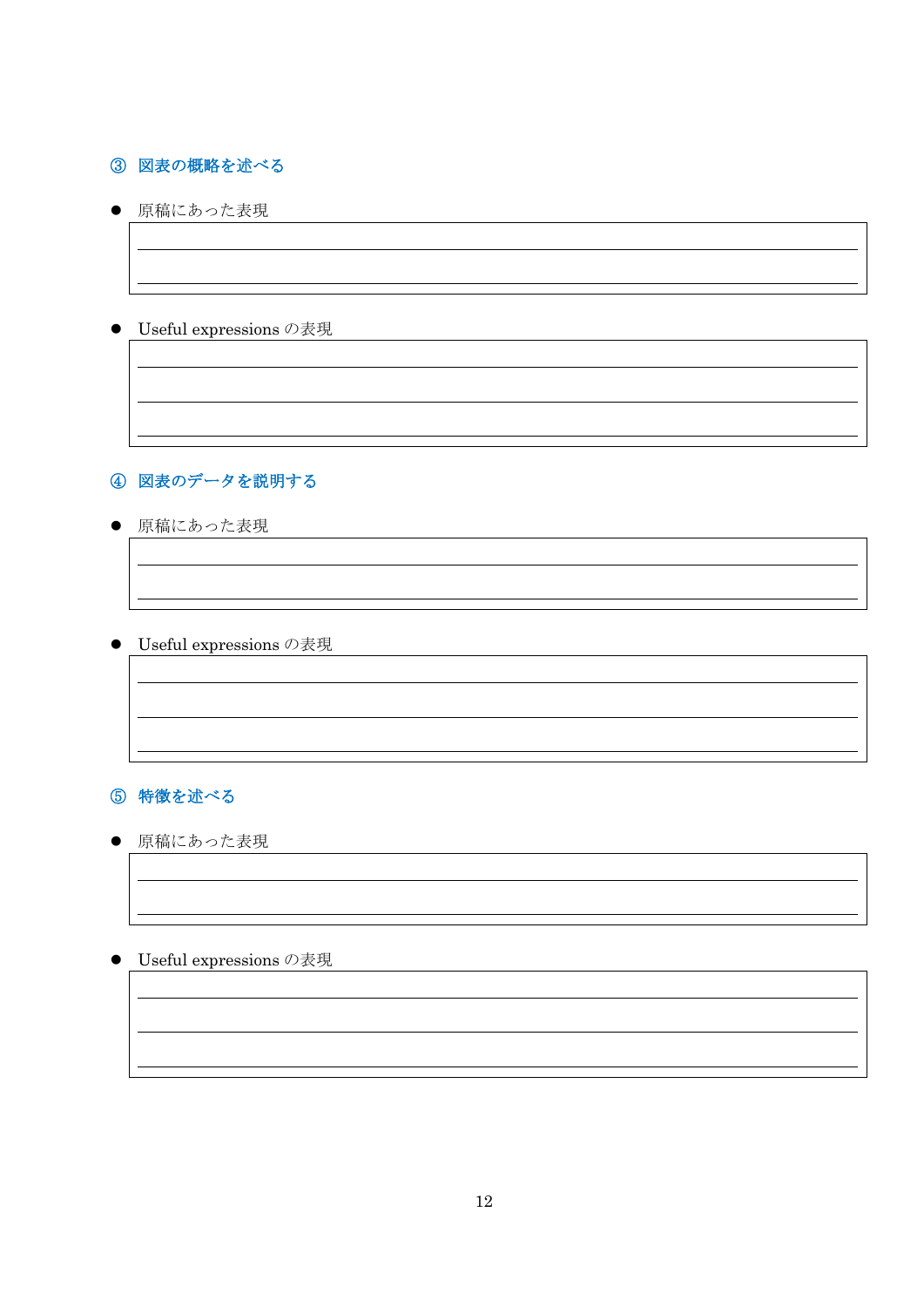### ③ 図表の概略を述べる

- 原稿にあった表現

| |
|---|
| |
| |

- Useful expressions の表現

| |
|---|
| |
| |
| |

### ④ 図表のデータを説明する

- 原稿にあった表現

| |
|---|
| |
| |

- Useful expressions の表現

| |
|---|
| |
| |
| |

### ⑤ 特徴を述べる

- 原稿にあった表現

| |
|---|
| |
| |

- Useful expressions の表現

| |
|---|
| |
| |
| |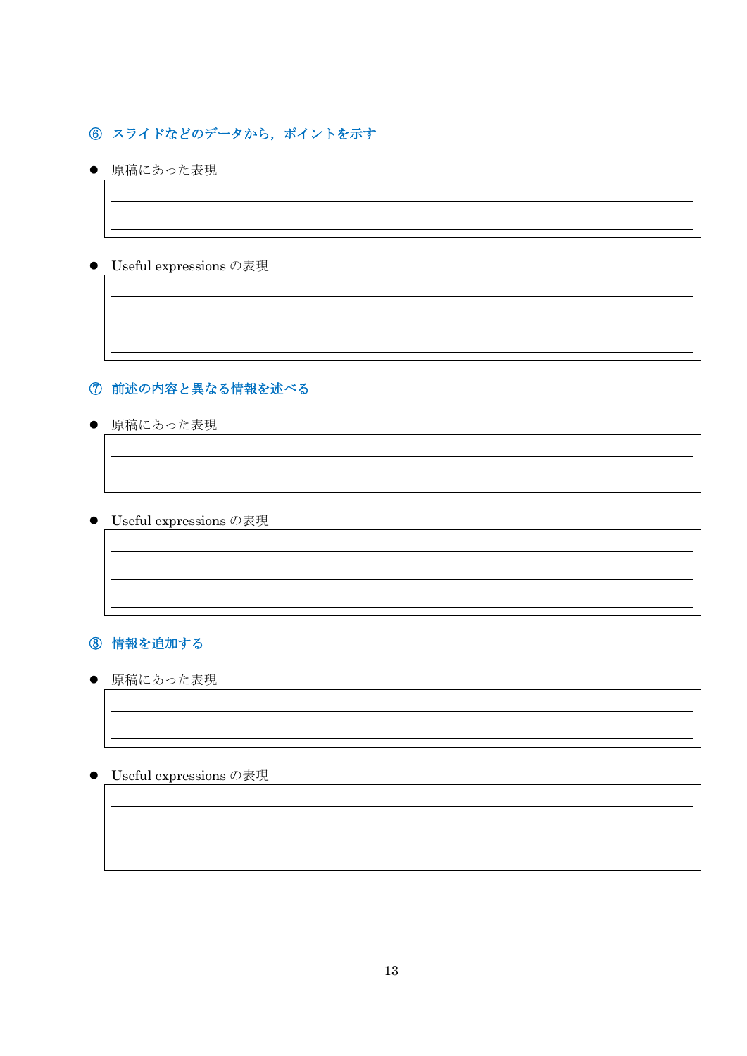### ⑥ スライドなどのデータから，ポイントを示す

- 原稿にあった表現

- Useful expressions の表現

### ⑦ 前述の内容と異なる情報を述べる

- 原稿にあった表現

- Useful expressions の表現

### ⑧ 情報を追加する

- 原稿にあった表現

- Useful expressions の表現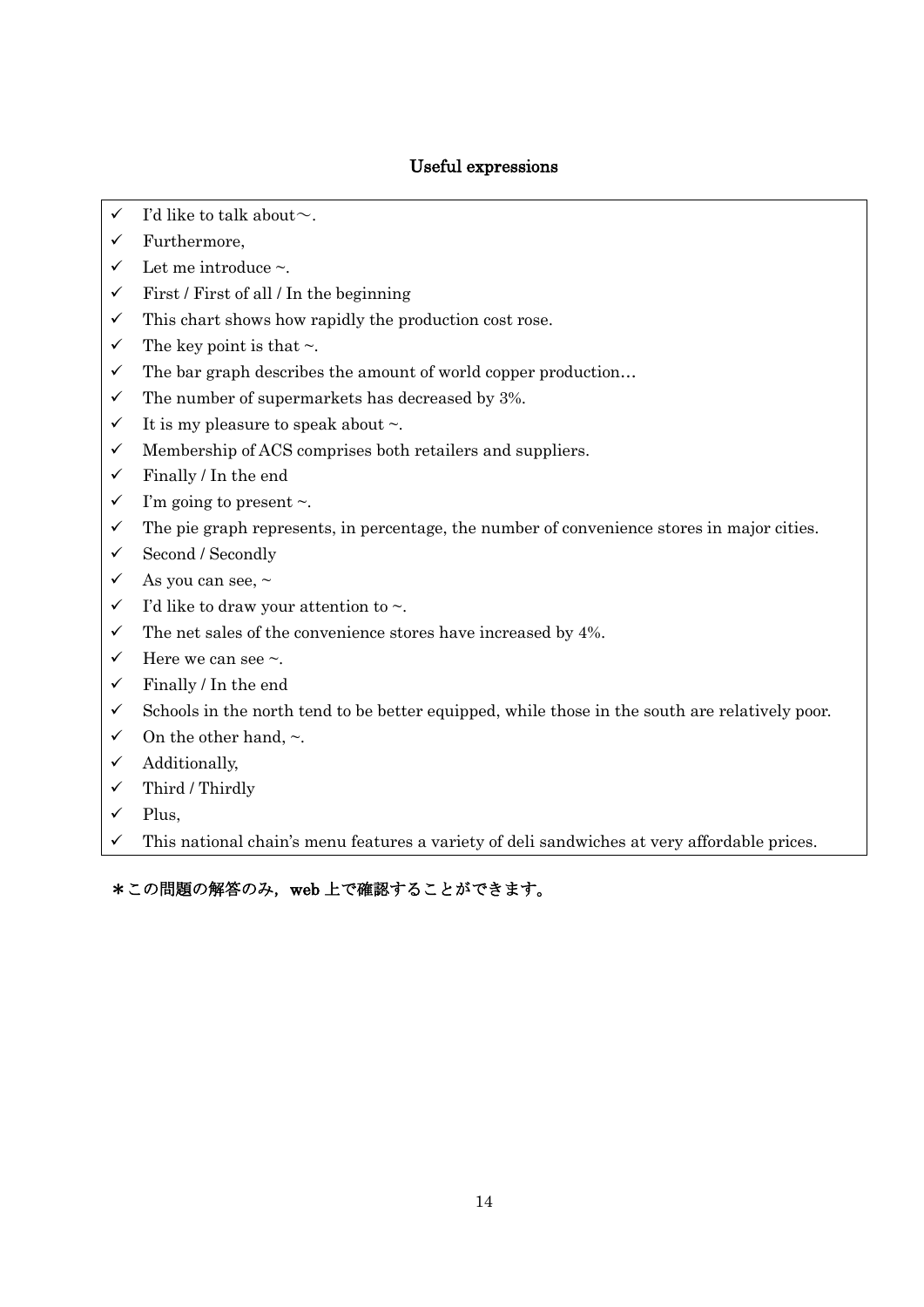## Useful expressions

- ✓ I'd like to talk about～.
- ✓ Furthermore,
- ✓ Let me introduce ~.
- ✓ First / First of all / In the beginning
- ✓ This chart shows how rapidly the production cost rose.
- ✓ The key point is that ~.
- ✓ The bar graph describes the amount of world copper production…
- ✓ The number of supermarkets has decreased by 3%.
- ✓ It is my pleasure to speak about ~.
- ✓ Membership of ACS comprises both retailers and suppliers.
- ✓ Finally / In the end
- ✓ I'm going to present ~.
- ✓ The pie graph represents, in percentage, the number of convenience stores in major cities.
- ✓ Second / Secondly
- ✓ As you can see, ~
- ✓ I'd like to draw your attention to ~.
- ✓ The net sales of the convenience stores have increased by 4%.
- ✓ Here we can see ~.
- ✓ Finally / In the end
- ✓ Schools in the north tend to be better equipped, while those in the south are relatively poor.
- ✓ On the other hand, ~.
- ✓ Additionally,
- ✓ Third / Thirdly
- ✓ Plus,
- ✓ This national chain's menu features a variety of deli sandwiches at very affordable prices.

**＊この問題の解答のみ，web 上で確認することができます。**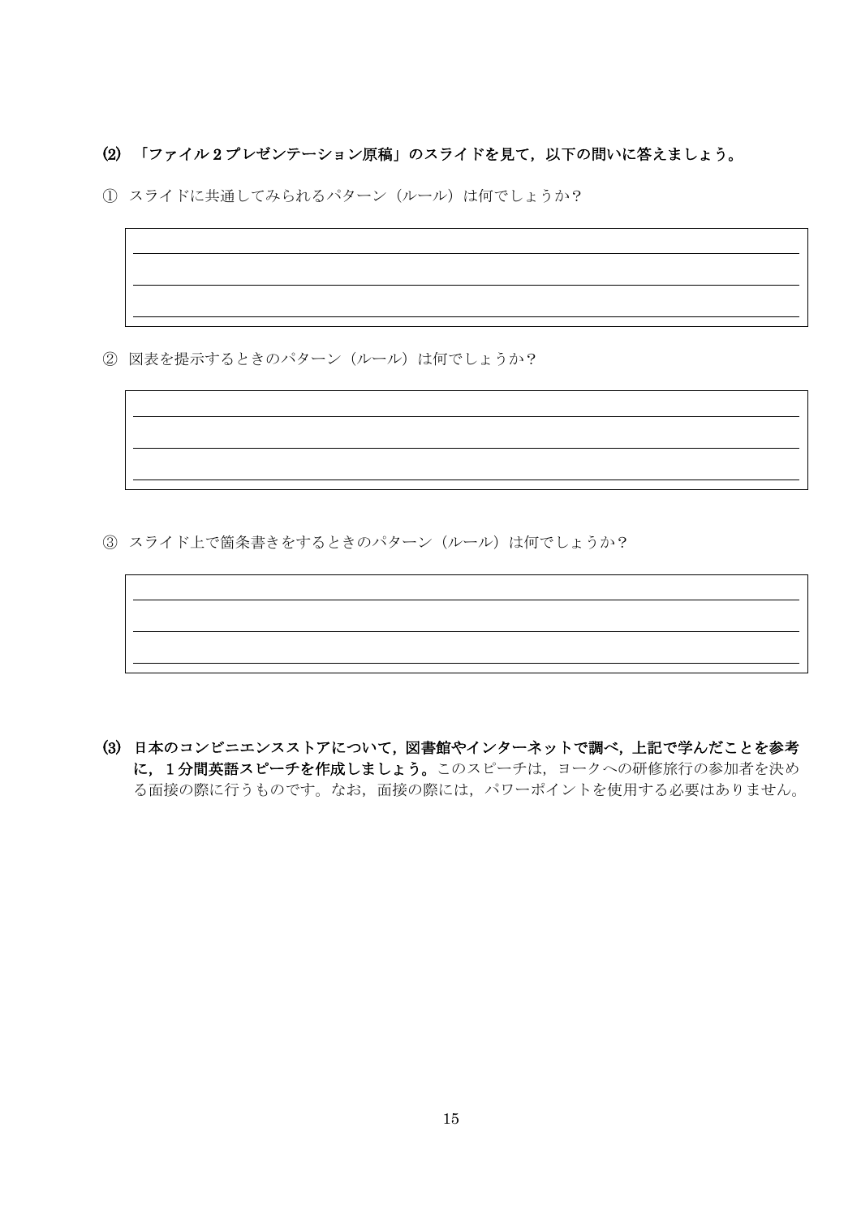**(2) 「ファイル２プレゼンテーション原稿」のスライドを見て，以下の問いに答えましょう。**

① スライドに共通してみられるパターン（ルール）は何でしょうか?

② 図表を提示するときのパターン（ルール）は何でしょうか?

③ スライド上で箇条書きをするときのパターン（ルール）は何でしょうか?

**(3) 日本のコンビニエンスストアについて，図書館やインターネットで調べ，上記で学んだことを参考に，１分間英語スピーチを作成しましょう。**このスピーチは，ヨークへの研修旅行の参加者を決める面接の際に行うものです。なお，面接の際には，パワーポイントを使用する必要はありません。